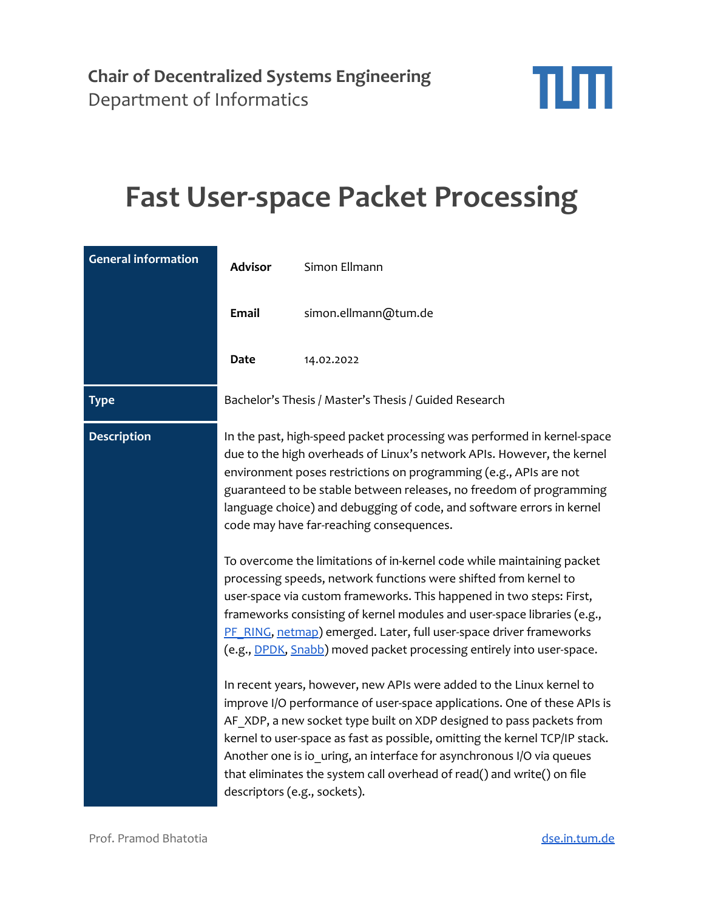**Chair of Decentralized Systems Engineering**
Department of Informatics

# Fast User-space Packet Processing

| General information | | |
|---|---|---|
| | **Advisor** | Simon Ellmann |
| | **Email** | simon.ellmann@tum.de |
| | **Date** | 14.02.2022 |
| **Type** | Bachelor's Thesis / Master's Thesis / Guided Research | |

**Description**

In the past, high-speed packet processing was performed in kernel-space due to the high overheads of Linux's network APIs. However, the kernel environment poses restrictions on programming (e.g., APIs are not guaranteed to be stable between releases, no freedom of programming language choice) and debugging of code, and software errors in kernel code may have far-reaching consequences.

To overcome the limitations of in-kernel code while maintaining packet processing speeds, network functions were shifted from kernel to user-space via custom frameworks. This happened in two steps: First, frameworks consisting of kernel modules and user-space libraries (e.g., PF_RING, netmap) emerged. Later, full user-space driver frameworks (e.g., DPDK, Snabb) moved packet processing entirely into user-space.

In recent years, however, new APIs were added to the Linux kernel to improve I/O performance of user-space applications. One of these APIs is AF_XDP, a new socket type built on XDP designed to pass packets from kernel to user-space as fast as possible, omitting the kernel TCP/IP stack. Another one is io_uring, an interface for asynchronous I/O via queues that eliminates the system call overhead of read() and write() on file descriptors (e.g., sockets).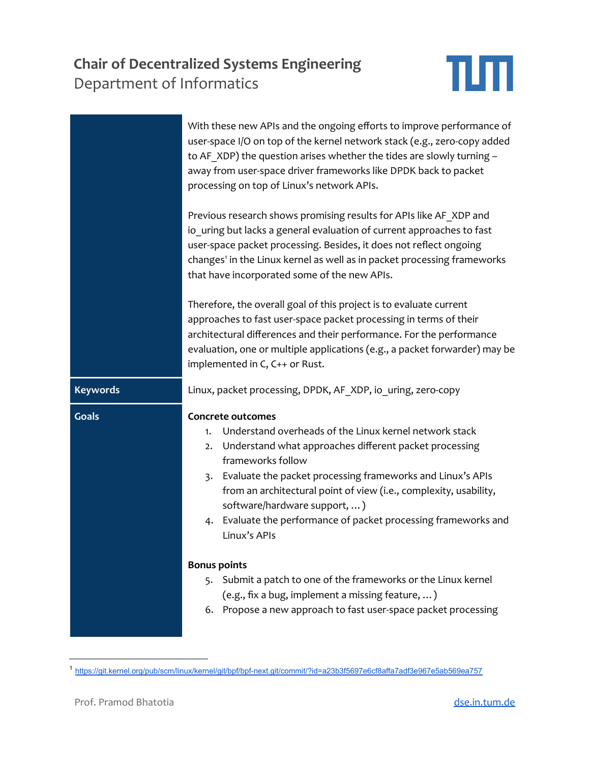With these new APIs and the ongoing efforts to improve performance of user-space I/O on top of the kernel network stack (e.g., zero-copy added to AF_XDP) the question arises whether the tides are slowly turning – away from user-space driver frameworks like DPDK back to packet processing on top of Linux's network APIs.

Previous research shows promising results for APIs like AF_XDP and io_uring but lacks a general evaluation of current approaches to fast user-space packet processing. Besides, it does not reflect ongoing changes[1] in the Linux kernel as well as in packet processing frameworks that have incorporated some of the new APIs.

Therefore, the overall goal of this project is to evaluate current approaches to fast user-space packet processing in terms of their architectural differences and their performance. For the performance evaluation, one or multiple applications (e.g., a packet forwarder) may be implemented in C, C++ or Rust.

| | |
|---|---|
| **Keywords** | Linux, packet processing, DPDK, AF_XDP, io_uring, zero-copy |

**Goals**

**Concrete outcomes**

1. Understand overheads of the Linux kernel network stack
2. Understand what approaches different packet processing frameworks follow
3. Evaluate the packet processing frameworks and Linux's APIs from an architectural point of view (i.e., complexity, usability, software/hardware support, … )
4. Evaluate the performance of packet processing frameworks and Linux's APIs

**Bonus points**

5. Submit a patch to one of the frameworks or the Linux kernel (e.g., fix a bug, implement a missing feature, … )
6. Propose a new approach to fast user-space packet processing

---

[1] https://git.kernel.org/pub/scm/linux/kernel/git/bpf/bpf-next.git/commit/?id=a23b3f5697e6cf8affa7adf3e967e5ab569ea757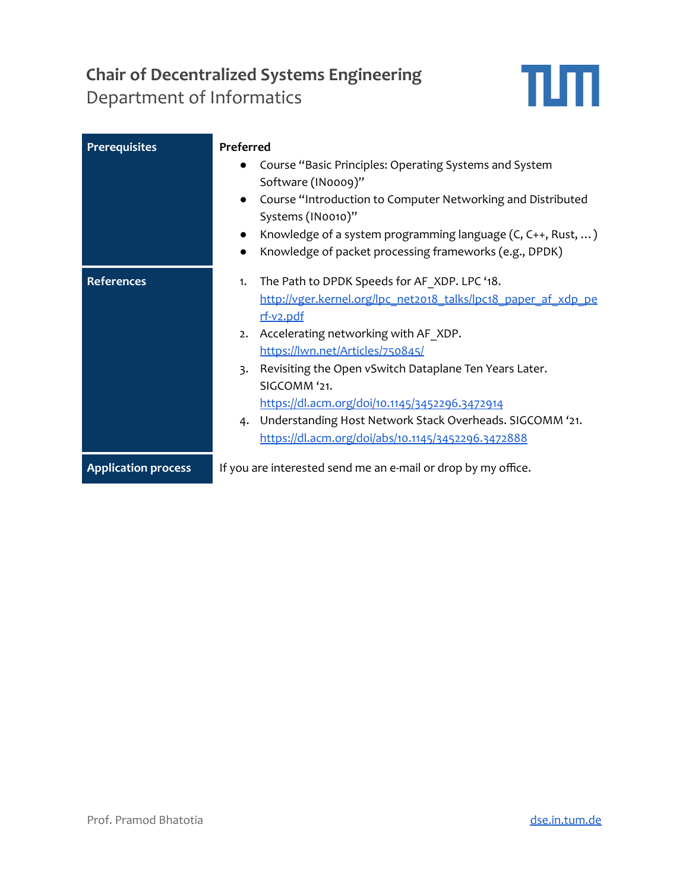## Chair of Decentralized Systems Engineering
Department of Informatics

| | |
|---|---|
| **Prerequisites** | **Preferred**<br>● Course “Basic Principles: Operating Systems and System Software (IN0009)”<br>● Course “Introduction to Computer Networking and Distributed Systems (IN0010)”<br>● Knowledge of a system programming language (C, C++, Rust, … )<br>● Knowledge of packet processing frameworks (e.g., DPDK) |
| **References** | 1. The Path to DPDK Speeds for AF_XDP. LPC ‘18. http://vger.kernel.org/lpc_net2018_talks/lpc18_paper_af_xdp_perf-v2.pdf<br>2. Accelerating networking with AF_XDP. https://lwn.net/Articles/750845/<br>3. Revisiting the Open vSwitch Dataplane Ten Years Later. SIGCOMM ‘21. https://dl.acm.org/doi/10.1145/3452296.3472914<br>4. Understanding Host Network Stack Overheads. SIGCOMM ‘21. https://dl.acm.org/doi/abs/10.1145/3452296.3472888 |
| **Application process** | If you are interested send me an e-mail or drop by my office. |